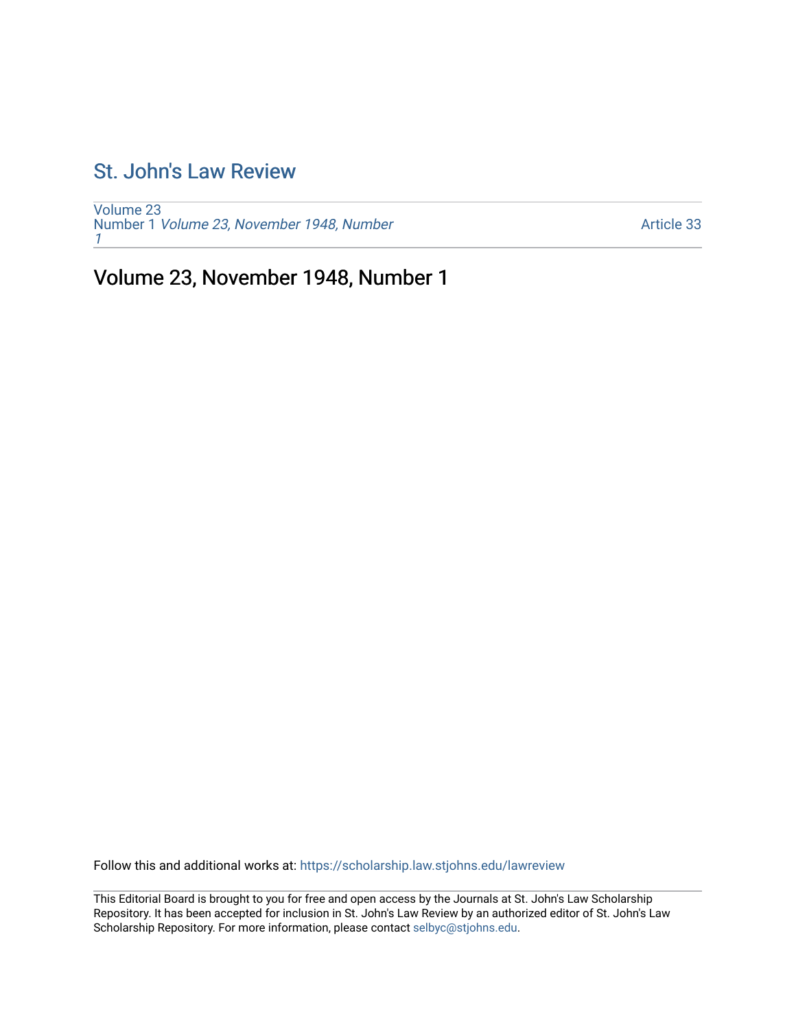# St. John's Law Review

Volume 23
Number 1 *Volume 23, November 1948, Number 1*

Article 33

## Volume 23, November 1948, Number 1

Follow this and additional works at: https://scholarship.law.stjohns.edu/lawreview

This Editorial Board is brought to you for free and open access by the Journals at St. John's Law Scholarship Repository. It has been accepted for inclusion in St. John's Law Review by an authorized editor of St. John's Law Scholarship Repository. For more information, please contact selbyc@stjohns.edu.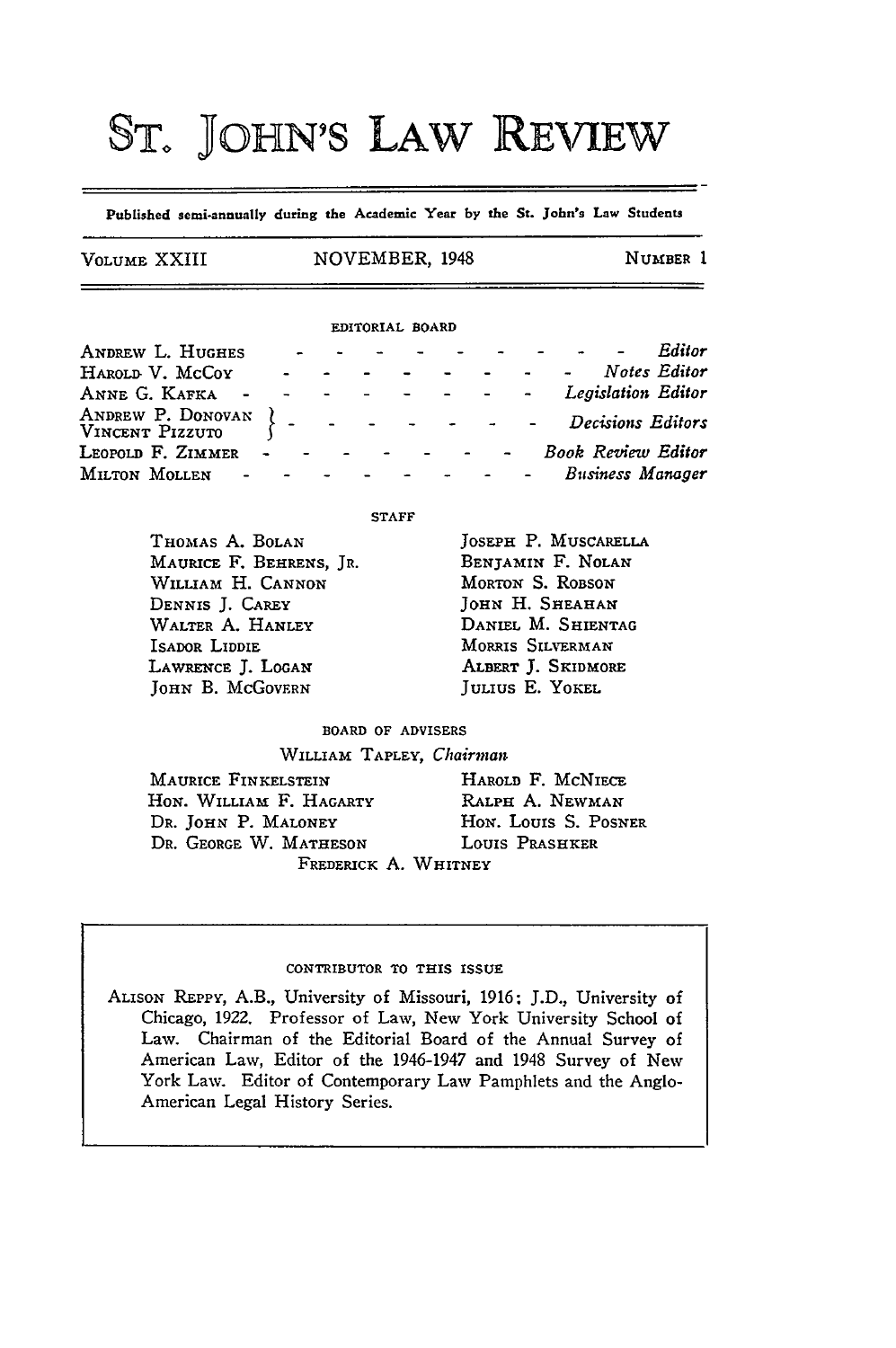# ST. JOHN'S LAW REVIEW

Published semi-annually during the Academic Year by the St. John's Law Students

VOLUME XXIII — NOVEMBER, 1948 — NUMBER 1

EDITORIAL BOARD

| | |
|---|---|
| ANDREW L. HUGHES | *Editor* |
| HAROLD V. MCCOY | *Notes Editor* |
| ANNE G. KAFKA | *Legislation Editor* |
| ANDREW P. DONOVAN<br>VINCENT PIZZUTO | *Decisions Editors* |
| LEOPOLD F. ZIMMER | *Book Review Editor* |
| MILTON MOLLEN | *Business Manager* |

STAFF

| | |
|---|---|
| THOMAS A. BOLAN | JOSEPH P. MUSCARELLA |
| MAURICE F. BEHRENS, JR. | BENJAMIN F. NOLAN |
| WILLIAM H. CANNON | MORTON S. ROBSON |
| DENNIS J. CAREY | JOHN H. SHEAHAN |
| WALTER A. HANLEY | DANIEL M. SHIENTAG |
| ISADOR LIDDIE | MORRIS SILVERMAN |
| LAWRENCE J. LOGAN | ALBERT J. SKIDMORE |
| JOHN B. MCGOVERN | JULIUS E. YOKEL |

BOARD OF ADVISERS

WILLIAM TAPLEY, *Chairman*

| | |
|---|---|
| MAURICE FINKELSTEIN | HAROLD F. MCNIECE |
| HON. WILLIAM F. HAGARTY | RALPH A. NEWMAN |
| DR. JOHN P. MALONEY | HON. LOUIS S. POSNER |
| DR. GEORGE W. MATHESON | LOUIS PRASHKER |

FREDERICK A. WHITNEY

CONTRIBUTOR TO THIS ISSUE

ALISON REPPY, A.B., University of Missouri, 1916; J.D., University of Chicago, 1922. Professor of Law, New York University School of Law. Chairman of the Editorial Board of the Annual Survey of American Law, Editor of the 1946-1947 and 1948 Survey of New York Law. Editor of Contemporary Law Pamphlets and the Anglo-American Legal History Series.